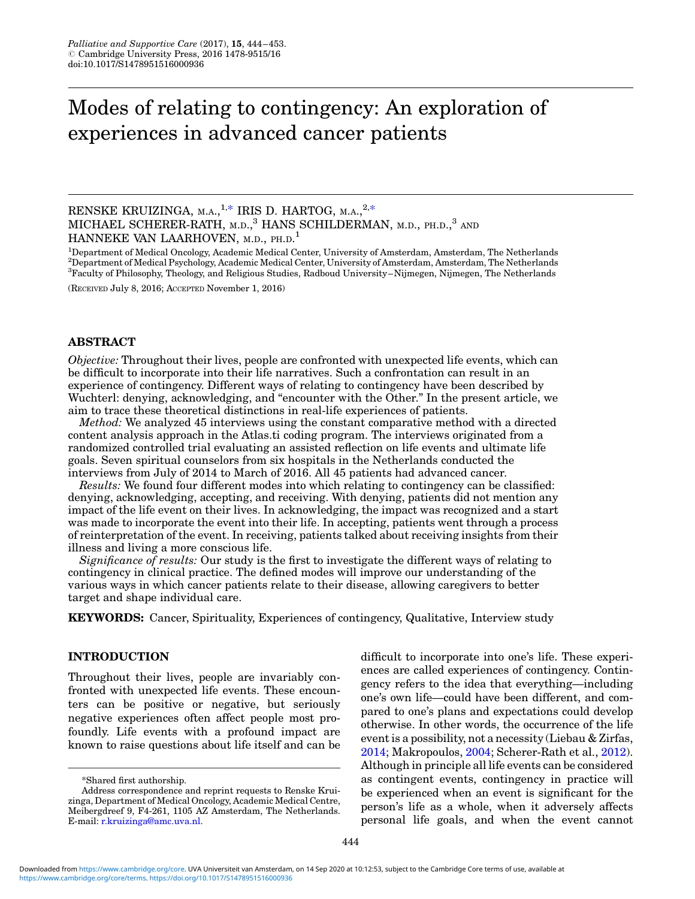# Modes of relating to contingency: An exploration of experiences in advanced cancer patients

RENSKE KRUIZINGA, M.A.,[1,*] IRIS D. HARTOG, M.A.,[2,*] MICHAEL SCHERER-RATH, M.D.,[3] HANS SCHILDERMAN, M.D., PH.D.,[3] AND HANNEKE VAN LAARHOVEN, M.D., PH.D.[1]

[1]Department of Medical Oncology, Academic Medical Center, University of Amsterdam, Amsterdam, The Netherlands
[2]Department of Medical Psychology, Academic Medical Center, University of Amsterdam, Amsterdam, The Netherlands
[3]Faculty of Philosophy, Theology, and Religious Studies, Radboud University–Nijmegen, Nijmegen, The Netherlands

(RECEIVED July 8, 2016; ACCEPTED November 1, 2016)

## ABSTRACT

*Objective:* Throughout their lives, people are confronted with unexpected life events, which can be difficult to incorporate into their life narratives. Such a confrontation can result in an experience of contingency. Different ways of relating to contingency have been described by Wuchterl: denying, acknowledging, and "encounter with the Other." In the present article, we aim to trace these theoretical distinctions in real-life experiences of patients.

*Method:* We analyzed 45 interviews using the constant comparative method with a directed content analysis approach in the Atlas.ti coding program. The interviews originated from a randomized controlled trial evaluating an assisted reflection on life events and ultimate life goals. Seven spiritual counselors from six hospitals in the Netherlands conducted the interviews from July of 2014 to March of 2016. All 45 patients had advanced cancer.

*Results:* We found four different modes into which relating to contingency can be classified: denying, acknowledging, accepting, and receiving. With denying, patients did not mention any impact of the life event on their lives. In acknowledging, the impact was recognized and a start was made to incorporate the event into their life. In accepting, patients went through a process of reinterpretation of the event. In receiving, patients talked about receiving insights from their illness and living a more conscious life.

*Significance of results:* Our study is the first to investigate the different ways of relating to contingency in clinical practice. The defined modes will improve our understanding of the various ways in which cancer patients relate to their disease, allowing caregivers to better target and shape individual care.

**KEYWORDS:** Cancer, Spirituality, Experiences of contingency, Qualitative, Interview study

## INTRODUCTION

Throughout their lives, people are invariably confronted with unexpected life events. These encounters can be positive or negative, but seriously negative experiences often affect people most profoundly. Life events with a profound impact are known to raise questions about life itself and can be difficult to incorporate into one's life. These experiences are called experiences of contingency. Contingency refers to the idea that everything—including one's own life—could have been different, and compared to one's plans and expectations could develop otherwise. In other words, the occurrence of the life event is a possibility, not a necessity (Liebau & Zirfas, 2014; Makropoulos, 2004; Scherer-Rath et al., 2012). Although in principle all life events can be considered as contingent events, contingency in practice will be experienced when an event is significant for the person's life as a whole, when it adversely affects personal life goals, and when the event cannot

*Shared first authorship.

Address correspondence and reprint requests to Renske Kruizinga, Department of Medical Oncology, Academic Medical Centre, Meibergdreef 9, F4-261, 1105 AZ Amsterdam, The Netherlands. E-mail: r.kruizinga@amc.uva.nl.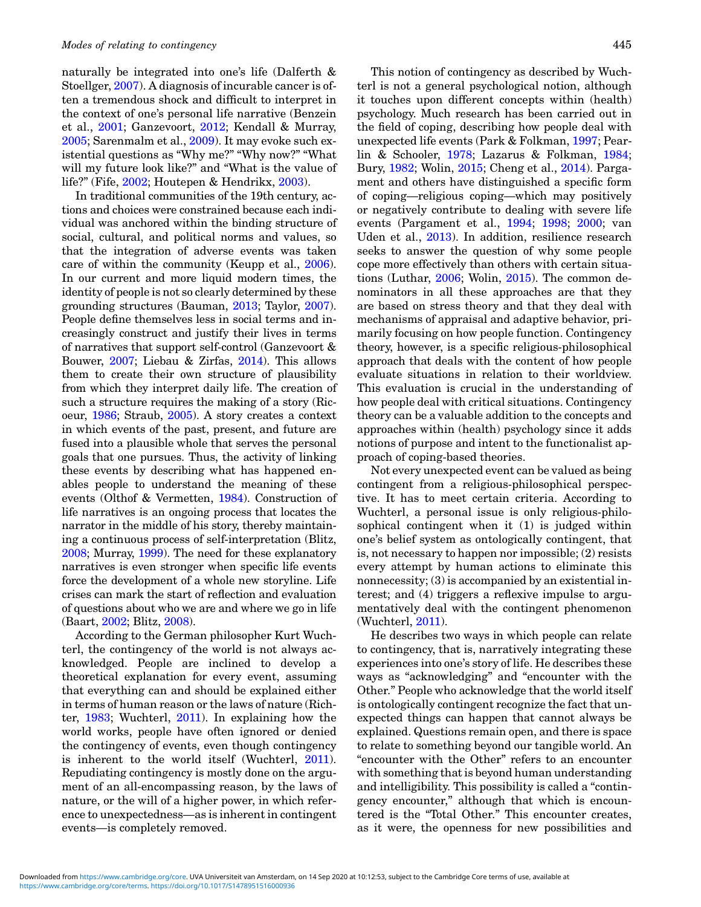naturally be integrated into one's life (Dalferth & Stoellger, 2007). A diagnosis of incurable cancer is often a tremendous shock and difficult to interpret in the context of one's personal life narrative (Benzein et al., 2001; Ganzevoort, 2012; Kendall & Murray, 2005; Sarenmalm et al., 2009). It may evoke such existential questions as "Why me?" "Why now?" "What will my future look like?" and "What is the value of life?" (Fife, 2002; Houtepen & Hendrikx, 2003).

In traditional communities of the 19th century, actions and choices were constrained because each individual was anchored within the binding structure of social, cultural, and political norms and values, so that the integration of adverse events was taken care of within the community (Keupp et al., 2006). In our current and more liquid modern times, the identity of people is not so clearly determined by these grounding structures (Bauman, 2013; Taylor, 2007). People define themselves less in social terms and increasingly construct and justify their lives in terms of narratives that support self-control (Ganzevoort & Bouwer, 2007; Liebau & Zirfas, 2014). This allows them to create their own structure of plausibility from which they interpret daily life. The creation of such a structure requires the making of a story (Ricoeur, 1986; Straub, 2005). A story creates a context in which events of the past, present, and future are fused into a plausible whole that serves the personal goals that one pursues. Thus, the activity of linking these events by describing what has happened enables people to understand the meaning of these events (Olthof & Vermetten, 1984). Construction of life narratives is an ongoing process that locates the narrator in the middle of his story, thereby maintaining a continuous process of self-interpretation (Blitz, 2008; Murray, 1999). The need for these explanatory narratives is even stronger when specific life events force the development of a whole new storyline. Life crises can mark the start of reflection and evaluation of questions about who we are and where we go in life (Baart, 2002; Blitz, 2008).

According to the German philosopher Kurt Wuchterl, the contingency of the world is not always acknowledged. People are inclined to develop a theoretical explanation for every event, assuming that everything can and should be explained either in terms of human reason or the laws of nature (Richter, 1983; Wuchterl, 2011). In explaining how the world works, people have often ignored or denied the contingency of events, even though contingency is inherent to the world itself (Wuchterl, 2011). Repudiating contingency is mostly done on the argument of an all-encompassing reason, by the laws of nature, or the will of a higher power, in which reference to unexpectedness—as is inherent in contingent events—is completely removed.

This notion of contingency as described by Wuchterl is not a general psychological notion, although it touches upon different concepts within (health) psychology. Much research has been carried out in the field of coping, describing how people deal with unexpected life events (Park & Folkman, 1997; Pearlin & Schooler, 1978; Lazarus & Folkman, 1984; Bury, 1982; Wolin, 2015; Cheng et al., 2014). Pargament and others have distinguished a specific form of coping—religious coping—which may positively or negatively contribute to dealing with severe life events (Pargament et al., 1994; 1998; 2000; van Uden et al., 2013). In addition, resilience research seeks to answer the question of why some people cope more effectively than others with certain situations (Luthar, 2006; Wolin, 2015). The common denominators in all these approaches are that they are based on stress theory and that they deal with mechanisms of appraisal and adaptive behavior, primarily focusing on how people function. Contingency theory, however, is a specific religious-philosophical approach that deals with the content of how people evaluate situations in relation to their worldview. This evaluation is crucial in the understanding of how people deal with critical situations. Contingency theory can be a valuable addition to the concepts and approaches within (health) psychology since it adds notions of purpose and intent to the functionalist approach of coping-based theories.

Not every unexpected event can be valued as being contingent from a religious-philosophical perspective. It has to meet certain criteria. According to Wuchterl, a personal issue is only religious-philosophical contingent when it (1) is judged within one's belief system as ontologically contingent, that is, not necessary to happen nor impossible; (2) resists every attempt by human actions to eliminate this nonnecessity; (3) is accompanied by an existential interest; and (4) triggers a reflexive impulse to argumentatively deal with the contingent phenomenon (Wuchterl, 2011).

He describes two ways in which people can relate to contingency, that is, narratively integrating these experiences into one's story of life. He describes these ways as "acknowledging" and "encounter with the Other." People who acknowledge that the world itself is ontologically contingent recognize the fact that unexpected things can happen that cannot always be explained. Questions remain open, and there is space to relate to something beyond our tangible world. An "encounter with the Other" refers to an encounter with something that is beyond human understanding and intelligibility. This possibility is called a "contingency encounter," although that which is encountered is the "Total Other." This encounter creates, as it were, the openness for new possibilities and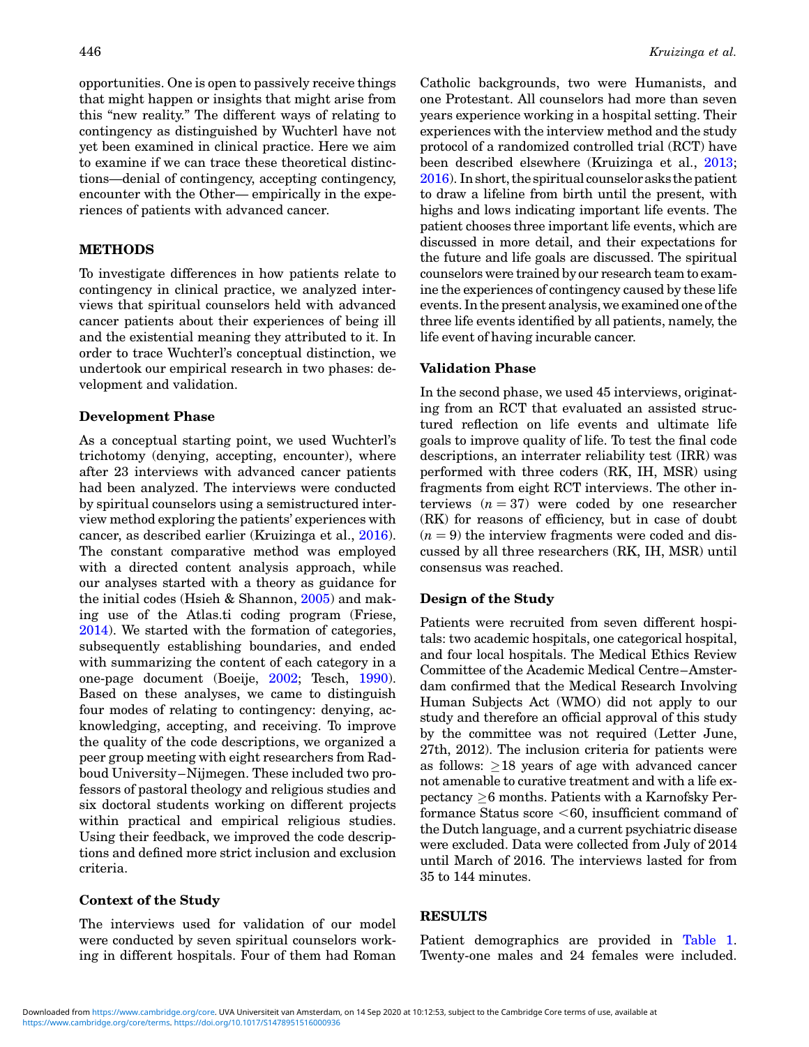opportunities. One is open to passively receive things that might happen or insights that might arise from this "new reality." The different ways of relating to contingency as distinguished by Wuchterl have not yet been examined in clinical practice. Here we aim to examine if we can trace these theoretical distinctions—denial of contingency, accepting contingency, encounter with the Other— empirically in the experiences of patients with advanced cancer.

## METHODS

To investigate differences in how patients relate to contingency in clinical practice, we analyzed interviews that spiritual counselors held with advanced cancer patients about their experiences of being ill and the existential meaning they attributed to it. In order to trace Wuchterl's conceptual distinction, we undertook our empirical research in two phases: development and validation.

### Development Phase

As a conceptual starting point, we used Wuchterl's trichotomy (denying, accepting, encounter), where after 23 interviews with advanced cancer patients had been analyzed. The interviews were conducted by spiritual counselors using a semistructured interview method exploring the patients' experiences with cancer, as described earlier (Kruizinga et al., 2016). The constant comparative method was employed with a directed content analysis approach, while our analyses started with a theory as guidance for the initial codes (Hsieh & Shannon, 2005) and making use of the Atlas.ti coding program (Friese, 2014). We started with the formation of categories, subsequently establishing boundaries, and ended with summarizing the content of each category in a one-page document (Boeije, 2002; Tesch, 1990). Based on these analyses, we came to distinguish four modes of relating to contingency: denying, acknowledging, accepting, and receiving. To improve the quality of the code descriptions, we organized a peer group meeting with eight researchers from Radboud University–Nijmegen. These included two professors of pastoral theology and religious studies and six doctoral students working on different projects within practical and empirical religious studies. Using their feedback, we improved the code descriptions and defined more strict inclusion and exclusion criteria.

### Context of the Study

The interviews used for validation of our model were conducted by seven spiritual counselors working in different hospitals. Four of them had Roman Catholic backgrounds, two were Humanists, and one Protestant. All counselors had more than seven years experience working in a hospital setting. Their experiences with the interview method and the study protocol of a randomized controlled trial (RCT) have been described elsewhere (Kruizinga et al., 2013; 2016). In short, the spiritual counselor asks the patient to draw a lifeline from birth until the present, with highs and lows indicating important life events. The patient chooses three important life events, which are discussed in more detail, and their expectations for the future and life goals are discussed. The spiritual counselors were trained by our research team to examine the experiences of contingency caused by these life events. In the present analysis, we examined one of the three life events identified by all patients, namely, the life event of having incurable cancer.

### Validation Phase

In the second phase, we used 45 interviews, originating from an RCT that evaluated an assisted structured reflection on life events and ultimate life goals to improve quality of life. To test the final code descriptions, an interrater reliability test (IRR) was performed with three coders (RK, IH, MSR) using fragments from eight RCT interviews. The other interviews ($n = 37$) were coded by one researcher (RK) for reasons of efficiency, but in case of doubt ($n = 9$) the interview fragments were coded and discussed by all three researchers (RK, IH, MSR) until consensus was reached.

### Design of the Study

Patients were recruited from seven different hospitals: two academic hospitals, one categorical hospital, and four local hospitals. The Medical Ethics Review Committee of the Academic Medical Centre–Amsterdam confirmed that the Medical Research Involving Human Subjects Act (WMO) did not apply to our study and therefore an official approval of this study by the committee was not required (Letter June, 27th, 2012). The inclusion criteria for patients were as follows: $\geq$18 years of age with advanced cancer not amenable to curative treatment and with a life expectancy $\geq$6 months. Patients with a Karnofsky Performance Status score $<$60, insufficient command of the Dutch language, and a current psychiatric disease were excluded. Data were collected from July of 2014 until March of 2016. The interviews lasted for from 35 to 144 minutes.

## RESULTS

Patient demographics are provided in Table 1. Twenty-one males and 24 females were included.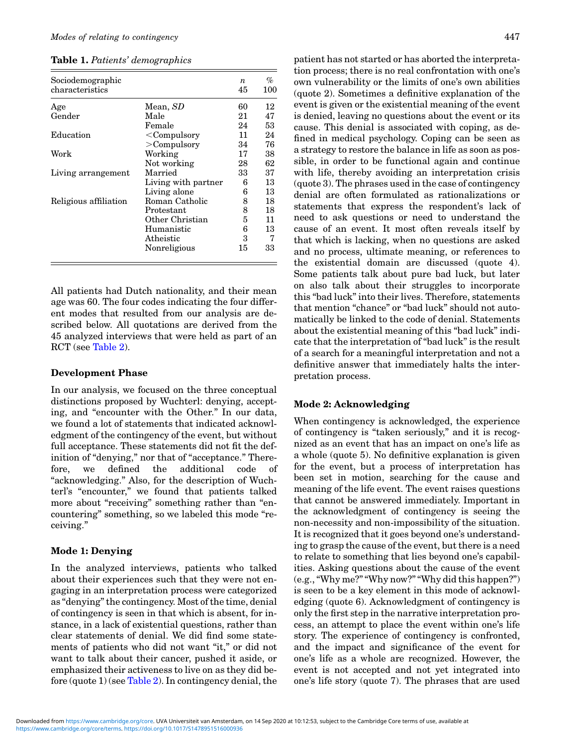**Table 1.** *Patients' demographics*

| Sociodemographic characteristics | | *n* 45 | % 100 |
|---|---|---|---|
| Age | Mean, *SD* | 60 | 12 |
| Gender | Male | 21 | 47 |
| | Female | 24 | 53 |
| Education | <Compulsory | 11 | 24 |
| | >Compulsory | 34 | 76 |
| Work | Working | 17 | 38 |
| | Not working | 28 | 62 |
| Living arrangement | Married | 33 | 37 |
| | Living with partner | 6 | 13 |
| | Living alone | 6 | 13 |
| Religious affiliation | Roman Catholic | 8 | 18 |
| | Protestant | 8 | 18 |
| | Other Christian | 5 | 11 |
| | Humanistic | 6 | 13 |
| | Atheistic | 3 | 7 |
| | Nonreligious | 15 | 33 |

All patients had Dutch nationality, and their mean age was 60. The four codes indicating the four different modes that resulted from our analysis are described below. All quotations are derived from the 45 analyzed interviews that were held as part of an RCT (see Table 2).

### Development Phase

In our analysis, we focused on the three conceptual distinctions proposed by Wuchterl: denying, accepting, and "encounter with the Other." In our data, we found a lot of statements that indicated acknowledgment of the contingency of the event, but without full acceptance. These statements did not fit the definition of "denying," nor that of "acceptance." Therefore, we defined the additional code of "acknowledging." Also, for the description of Wuchterl's "encounter," we found that patients talked more about "receiving" something rather than "encountering" something, so we labeled this mode "receiving."

### Mode 1: Denying

In the analyzed interviews, patients who talked about their experiences such that they were not engaging in an interpretation process were categorized as "denying" the contingency. Most of the time, denial of contingency is seen in that which is absent, for instance, in a lack of existential questions, rather than clear statements of denial. We did find some statements of patients who did not want "it," or did not want to talk about their cancer, pushed it aside, or emphasized their activeness to live on as they did before (quote 1) (see Table 2). In contingency denial, the patient has not started or has aborted the interpretation process; there is no real confrontation with one's own vulnerability or the limits of one's own abilities (quote 2). Sometimes a definitive explanation of the event is given or the existential meaning of the event is denied, leaving no questions about the event or its cause. This denial is associated with coping, as defined in medical psychology. Coping can be seen as a strategy to restore the balance in life as soon as possible, in order to be functional again and continue with life, thereby avoiding an interpretation crisis (quote 3). The phrases used in the case of contingency denial are often formulated as rationalizations or statements that express the respondent's lack of need to ask questions or need to understand the cause of an event. It most often reveals itself by that which is lacking, when no questions are asked and no process, ultimate meaning, or references to the existential domain are discussed (quote 4). Some patients talk about pure bad luck, but later on also talk about their struggles to incorporate this "bad luck" into their lives. Therefore, statements that mention "chance" or "bad luck" should not automatically be linked to the code of denial. Statements about the existential meaning of this "bad luck" indicate that the interpretation of "bad luck" is the result of a search for a meaningful interpretation and not a definitive answer that immediately halts the interpretation process.

### Mode 2: Acknowledging

When contingency is acknowledged, the experience of contingency is "taken seriously," and it is recognized as an event that has an impact on one's life as a whole (quote 5). No definitive explanation is given for the event, but a process of interpretation has been set in motion, searching for the cause and meaning of the life event. The event raises questions that cannot be answered immediately. Important in the acknowledgment of contingency is seeing the non-necessity and non-impossibility of the situation. It is recognized that it goes beyond one's understanding to grasp the cause of the event, but there is a need to relate to something that lies beyond one's capabilities. Asking questions about the cause of the event (e.g., "Why me?" "Why now?" "Why did this happen?") is seen to be a key element in this mode of acknowledging (quote 6). Acknowledgment of contingency is only the first step in the narrative interpretation process, an attempt to place the event within one's life story. The experience of contingency is confronted, and the impact and significance of the event for one's life as a whole are recognized. However, the event is not accepted and not yet integrated into one's life story (quote 7). The phrases that are used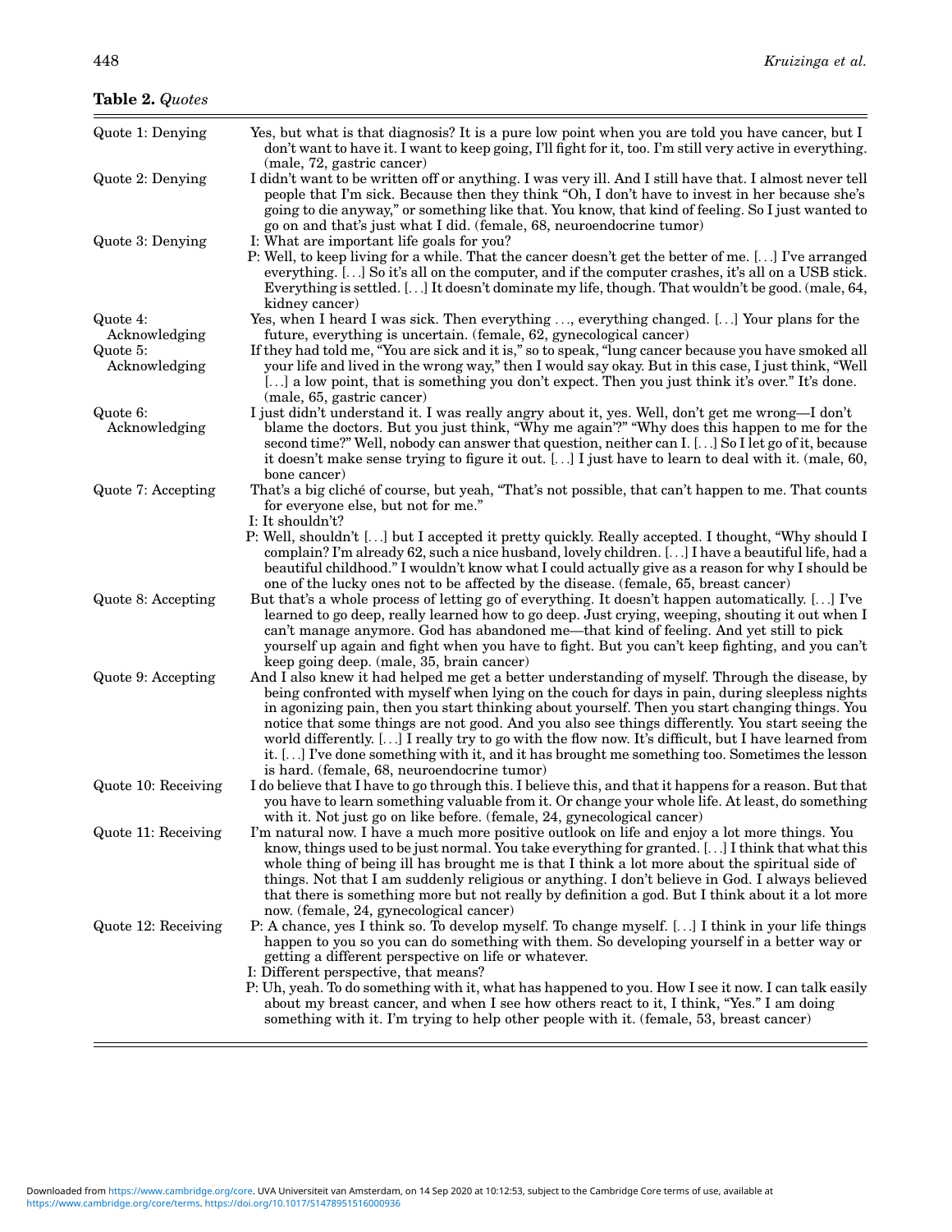**Table 2.** *Quotes*

| | |
|---|---|
| Quote 1: Denying | Yes, but what is that diagnosis? It is a pure low point when you are told you have cancer, but I don't want to have it. I want to keep going, I'll fight for it, too. I'm still very active in everything. (male, 72, gastric cancer) |
| Quote 2: Denying | I didn't want to be written off or anything. I was very ill. And I still have that. I almost never tell people that I'm sick. Because then they think "Oh, I don't have to invest in her because she's going to die anyway," or something like that. You know, that kind of feeling. So I just wanted to go on and that's just what I did. (female, 68, neuroendocrine tumor) |
| Quote 3: Denying | I: What are important life goals for you?<br>P: Well, to keep living for a while. That the cancer doesn't get the better of me. [...] I've arranged everything. [...] So it's all on the computer, and if the computer crashes, it's all on a USB stick. Everything is settled. [...] It doesn't dominate my life, though. That wouldn't be good. (male, 64, kidney cancer) |
| Quote 4: Acknowledging | Yes, when I heard I was sick. Then everything ..., everything changed. [...] Your plans for the future, everything is uncertain. (female, 62, gynecological cancer) |
| Quote 5: Acknowledging | If they had told me, "You are sick and it is," so to speak, "lung cancer because you have smoked all your life and lived in the wrong way," then I would say okay. But in this case, I just think, "Well [...] a low point, that is something you don't expect. Then you just think it's over." It's done. (male, 65, gastric cancer) |
| Quote 6: Acknowledging | I just didn't understand it. I was really angry about it, yes. Well, don't get me wrong—I don't blame the doctors. But you just think, "Why me again"?" "Why does this happen to me for the second time?" Well, nobody can answer that question, neither can I. [...] So I let go of it, because it doesn't make sense trying to figure it out. [...] I just have to learn to deal with it. (male, 60, bone cancer) |
| Quote 7: Accepting | That's a big cliché of course, but yeah, "That's not possible, that can't happen to me. That counts for everyone else, but not for me."<br>I: It shouldn't?<br>P: Well, shouldn't [...] but I accepted it pretty quickly. Really accepted. I thought, "Why should I complain? I'm already 62, such a nice husband, lovely children. [...] I have a beautiful life, had a beautiful childhood." I wouldn't know what I could actually give as a reason for why I should be one of the lucky ones not to be affected by the disease. (female, 65, breast cancer) |
| Quote 8: Accepting | But that's a whole process of letting go of everything. It doesn't happen automatically. [...] I've learned to go deep, really learned how to go deep. Just crying, weeping, shouting it out when I can't manage anymore. God has abandoned me—that kind of feeling. And yet still to pick yourself up again and fight when you have to fight. But you can't keep fighting, and you can't keep going deep. (male, 35, brain cancer) |
| Quote 9: Accepting | And I also knew it had helped me get a better understanding of myself. Through the disease, by being confronted with myself when lying on the couch for days in pain, during sleepless nights in agonizing pain, then you start thinking about yourself. Then you start changing things. You notice that some things are not good. And you also see things differently. You start seeing the world differently. [...] I really try to go with the flow now. It's difficult, but I have learned from it. [...] I've done something with it, and it has brought me something too. Sometimes the lesson is hard. (female, 68, neuroendocrine tumor) |
| Quote 10: Receiving | I do believe that I have to go through this. I believe this, and that it happens for a reason. But that you have to learn something valuable from it. Or change your whole life. At least, do something with it. Not just go on like before. (female, 24, gynecological cancer) |
| Quote 11: Receiving | I'm natural now. I have a much more positive outlook on life and enjoy a lot more things. You know, things used to be just normal. You take everything for granted. [...] I think that what this whole thing of being ill has brought me is that I think a lot more about the spiritual side of things. Not that I am suddenly religious or anything. I don't believe in God. I always believed that there is something more but not really by definition a god. But I think about it a lot more now. (female, 24, gynecological cancer) |
| Quote 12: Receiving | P: A chance, yes I think so. To develop myself. To change myself. [...] I think in your life things happen to you so you can do something with them. So developing yourself in a better way or getting a different perspective on life or whatever.<br>I: Different perspective, that means?<br>P: Uh, yeah. To do something with it, what has happened to you. How I see it now. I can talk easily about my breast cancer, and when I see how others react to it, I think, "Yes." I am doing something with it. I'm trying to help other people with it. (female, 53, breast cancer) |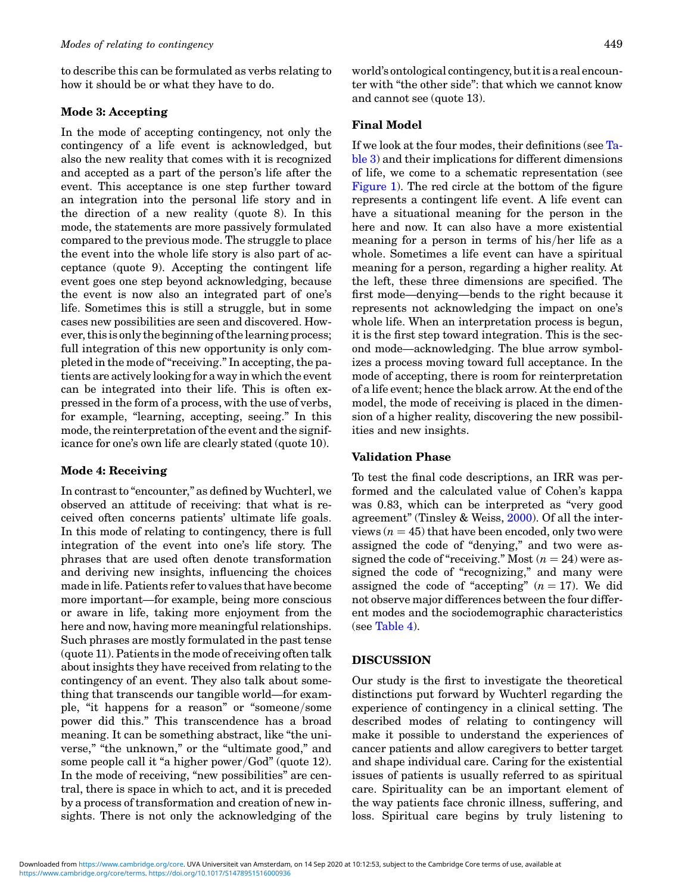to describe this can be formulated as verbs relating to how it should be or what they have to do.

### Mode 3: Accepting

In the mode of accepting contingency, not only the contingency of a life event is acknowledged, but also the new reality that comes with it is recognized and accepted as a part of the person's life after the event. This acceptance is one step further toward an integration into the personal life story and in the direction of a new reality (quote 8). In this mode, the statements are more passively formulated compared to the previous mode. The struggle to place the event into the whole life story is also part of acceptance (quote 9). Accepting the contingent life event goes one step beyond acknowledging, because the event is now also an integrated part of one's life. Sometimes this is still a struggle, but in some cases new possibilities are seen and discovered. However, this is only the beginning of the learning process; full integration of this new opportunity is only completed in the mode of "receiving." In accepting, the patients are actively looking for a way in which the event can be integrated into their life. This is often expressed in the form of a process, with the use of verbs, for example, "learning, accepting, seeing." In this mode, the reinterpretation of the event and the significance for one's own life are clearly stated (quote 10).

### Mode 4: Receiving

In contrast to "encounter," as defined by Wuchterl, we observed an attitude of receiving: that what is received often concerns patients' ultimate life goals. In this mode of relating to contingency, there is full integration of the event into one's life story. The phrases that are used often denote transformation and deriving new insights, influencing the choices made in life. Patients refer to values that have become more important—for example, being more conscious or aware in life, taking more enjoyment from the here and now, having more meaningful relationships. Such phrases are mostly formulated in the past tense (quote 11). Patients in the mode of receiving often talk about insights they have received from relating to the contingency of an event. They also talk about something that transcends our tangible world—for example, "it happens for a reason" or "someone/some power did this." This transcendence has a broad meaning. It can be something abstract, like "the universe," "the unknown," or the "ultimate good," and some people call it "a higher power/God" (quote 12). In the mode of receiving, "new possibilities" are central, there is space in which to act, and it is preceded by a process of transformation and creation of new insights. There is not only the acknowledging of the world's ontological contingency, but it is a real encounter with "the other side": that which we cannot know and cannot see (quote 13).

### Final Model

If we look at the four modes, their definitions (see Table 3) and their implications for different dimensions of life, we come to a schematic representation (see Figure 1). The red circle at the bottom of the figure represents a contingent life event. A life event can have a situational meaning for the person in the here and now. It can also have a more existential meaning for a person in terms of his/her life as a whole. Sometimes a life event can have a spiritual meaning for a person, regarding a higher reality. At the left, these three dimensions are specified. The first mode—denying—bends to the right because it represents not acknowledging the impact on one's whole life. When an interpretation process is begun, it is the first step toward integration. This is the second mode—acknowledging. The blue arrow symbolizes a process moving toward full acceptance. In the mode of accepting, there is room for reinterpretation of a life event; hence the black arrow. At the end of the model, the mode of receiving is placed in the dimension of a higher reality, discovering the new possibilities and new insights.

### Validation Phase

To test the final code descriptions, an IRR was performed and the calculated value of Cohen's kappa was 0.83, which can be interpreted as "very good agreement" (Tinsley & Weiss, 2000). Of all the interviews ($n = 45$) that have been encoded, only two were assigned the code of "denying," and two were assigned the code of "receiving." Most ($n = 24$) were assigned the code of "recognizing," and many were assigned the code of "accepting" ($n = 17$). We did not observe major differences between the four different modes and the sociodemographic characteristics (see Table 4).

## DISCUSSION

Our study is the first to investigate the theoretical distinctions put forward by Wuchterl regarding the experience of contingency in a clinical setting. The described modes of relating to contingency will make it possible to understand the experiences of cancer patients and allow caregivers to better target and shape individual care. Caring for the existential issues of patients is usually referred to as spiritual care. Spirituality can be an important element of the way patients face chronic illness, suffering, and loss. Spiritual care begins by truly listening to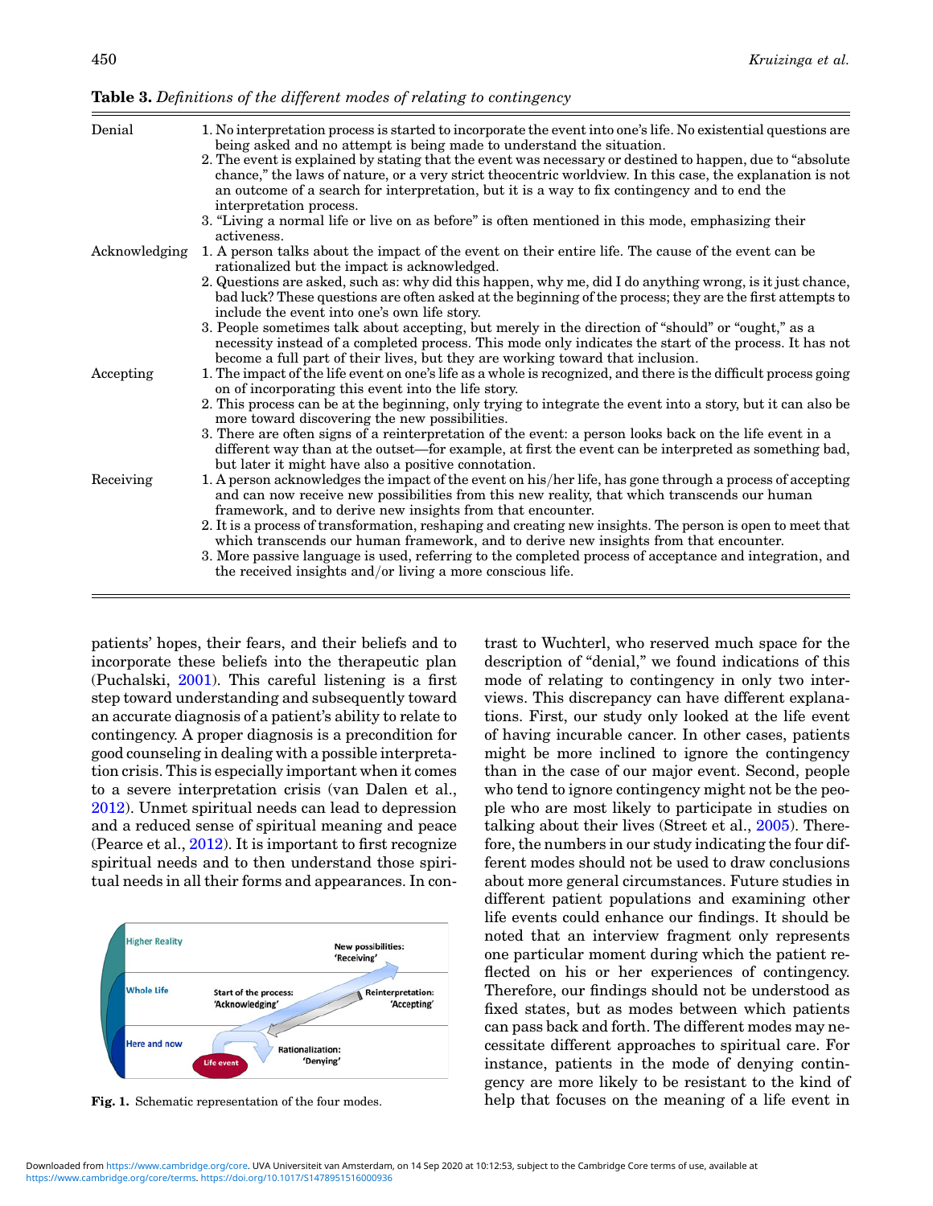**Table 3.** *Definitions of the different modes of relating to contingency*

| | |
|---|---|
| Denial | 1. No interpretation process is started to incorporate the event into one's life. No existential questions are being asked and no attempt is being made to understand the situation.<br>2. The event is explained by stating that the event was necessary or destined to happen, due to "absolute chance," the laws of nature, or a very strict theocentric worldview. In this case, the explanation is not an outcome of a search for interpretation, but it is a way to fix contingency and to end the interpretation process.<br>3. "Living a normal life or live on as before" is often mentioned in this mode, emphasizing their activeness. |
| Acknowledging | 1. A person talks about the impact of the event on their entire life. The cause of the event can be rationalized but the impact is acknowledged.<br>2. Questions are asked, such as: why did this happen, why me, did I do anything wrong, is it just chance, bad luck? These questions are often asked at the beginning of the process; they are the first attempts to include the event into one's own life story.<br>3. People sometimes talk about accepting, but merely in the direction of "should" or "ought," as a necessity instead of a completed process. This mode only indicates the start of the process. It has not become a full part of their lives, but they are working toward that inclusion. |
| Accepting | 1. The impact of the life event on one's life as a whole is recognized, and there is the difficult process going on of incorporating this event into the life story.<br>2. This process can be at the beginning, only trying to integrate the event into a story, but it can also be more toward discovering the new possibilities.<br>3. There are often signs of a reinterpretation of the event: a person looks back on the life event in a different way than at the outset—for example, at first the event can be interpreted as something bad, but later it might have also a positive connotation. |
| Receiving | 1. A person acknowledges the impact of the event on his/her life, has gone through a process of accepting and can now receive new possibilities from this new reality, that which transcends our human framework, and to derive new insights from that encounter.<br>2. It is a process of transformation, reshaping and creating new insights. The person is open to meet that which transcends our human framework, and to derive new insights from that encounter.<br>3. More passive language is used, referring to the completed process of acceptance and integration, and the received insights and/or living a more conscious life. |

patients' hopes, their fears, and their beliefs and to incorporate these beliefs into the therapeutic plan (Puchalski, 2001). This careful listening is a first step toward understanding and subsequently toward an accurate diagnosis of a patient's ability to relate to contingency. A proper diagnosis is a precondition for good counseling in dealing with a possible interpretation crisis. This is especially important when it comes to a severe interpretation crisis (van Dalen et al., 2012). Unmet spiritual needs can lead to depression and a reduced sense of spiritual meaning and peace (Pearce et al., 2012). It is important to first recognize spiritual needs and to then understand those spiritual needs in all their forms and appearances. In contrast to Wuchterl, who reserved much space for the description of "denial," we found indications of this mode of relating to contingency in only two interviews. This discrepancy can have different explanations. First, our study only looked at the life event of having incurable cancer. In other cases, patients might be more inclined to ignore the contingency than in the case of our major event. Second, people who tend to ignore contingency might not be the people who are most likely to participate in studies on talking about their lives (Street et al., 2005). Therefore, the numbers in our study indicating the four different modes should not be used to draw conclusions about more general circumstances. Future studies in different patient populations and examining other life events could enhance our findings. It should be noted that an interview fragment only represents one particular moment during which the patient reflected on his or her experiences of contingency. Therefore, our findings should not be understood as fixed states, but as modes between which patients can pass back and forth. The different modes may necessitate different approaches to spiritual care. For instance, patients in the mode of denying contingency are more likely to be resistant to the kind of help that focuses on the meaning of a life event in

Higher Reality
Whole Life
Here and now
Life event
New possibilities: 'Receiving'
Start of the process: 'Acknowledging'
Reinterpretation: 'Accepting'
Rationalization: 'Denying'

**Fig. 1.** Schematic representation of the four modes.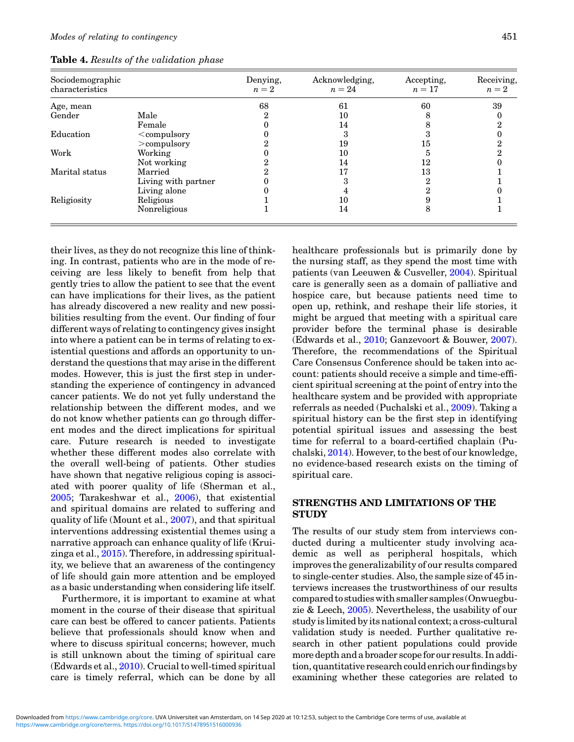**Table 4.** *Results of the validation phase*

| Sociodemographic characteristics | | Denying, $n = 2$ | Acknowledging, $n = 24$ | Accepting, $n = 17$ | Receiving, $n = 2$ |
|---|---|---|---|---|---|
| Age, mean | | 68 | 61 | 60 | 39 |
| Gender | Male | 2 | 10 | 8 | 0 |
| | Female | 0 | 14 | 8 | 2 |
| Education | <compulsory | 0 | 3 | 3 | 0 |
| | >compulsory | 2 | 19 | 15 | 2 |
| Work | Working | 0 | 10 | 5 | 2 |
| | Not working | 2 | 14 | 12 | 0 |
| Marital status | Married | 2 | 17 | 13 | 1 |
| | Living with partner | 0 | 3 | 2 | 1 |
| | Living alone | 0 | 4 | 2 | 0 |
| Religiosity | Religious | 1 | 10 | 9 | 1 |
| | Nonreligious | 1 | 14 | 8 | 1 |

their lives, as they do not recognize this line of thinking. In contrast, patients who are in the mode of receiving are less likely to benefit from help that gently tries to allow the patient to see that the event can have implications for their lives, as the patient has already discovered a new reality and new possibilities resulting from the event. Our finding of four different ways of relating to contingency gives insight into where a patient can be in terms of relating to existential questions and affords an opportunity to understand the questions that may arise in the different modes. However, this is just the first step in understanding the experience of contingency in advanced cancer patients. We do not yet fully understand the relationship between the different modes, and we do not know whether patients can go through different modes and the direct implications for spiritual care. Future research is needed to investigate whether these different modes also correlate with the overall well-being of patients. Other studies have shown that negative religious coping is associated with poorer quality of life (Sherman et al., 2005; Tarakeshwar et al., 2006), that existential and spiritual domains are related to suffering and quality of life (Mount et al., 2007), and that spiritual interventions addressing existential themes using a narrative approach can enhance quality of life (Kruizinga et al., 2015). Therefore, in addressing spirituality, we believe that an awareness of the contingency of life should gain more attention and be employed as a basic understanding when considering life itself.

Furthermore, it is important to examine at what moment in the course of their disease that spiritual care can best be offered to cancer patients. Patients believe that professionals should know when and where to discuss spiritual concerns; however, much is still unknown about the timing of spiritual care (Edwards et al., 2010). Crucial to well-timed spiritual care is timely referral, which can be done by all healthcare professionals but is primarily done by the nursing staff, as they spend the most time with patients (van Leeuwen & Cusveller, 2004). Spiritual care is generally seen as a domain of palliative and hospice care, but because patients need time to open up, rethink, and reshape their life stories, it might be argued that meeting with a spiritual care provider before the terminal phase is desirable (Edwards et al., 2010; Ganzevoort & Bouwer, 2007). Therefore, the recommendations of the Spiritual Care Consensus Conference should be taken into account: patients should receive a simple and time-efficient spiritual screening at the point of entry into the healthcare system and be provided with appropriate referrals as needed (Puchalski et al., 2009). Taking a spiritual history can be the first step in identifying potential spiritual issues and assessing the best time for referral to a board-certified chaplain (Puchalski, 2014). However, to the best of our knowledge, no evidence-based research exists on the timing of spiritual care.

## STRENGTHS AND LIMITATIONS OF THE STUDY

The results of our study stem from interviews conducted during a multicenter study involving academic as well as peripheral hospitals, which improves the generalizability of our results compared to single-center studies. Also, the sample size of 45 interviews increases the trustworthiness of our results compared to studies with smaller samples (Onwuegbuzie & Leech, 2005). Nevertheless, the usability of our study is limited by its national context; a cross-cultural validation study is needed. Further qualitative research in other patient populations could provide more depth and a broader scope for our results. In addition, quantitative research could enrich our findings by examining whether these categories are related to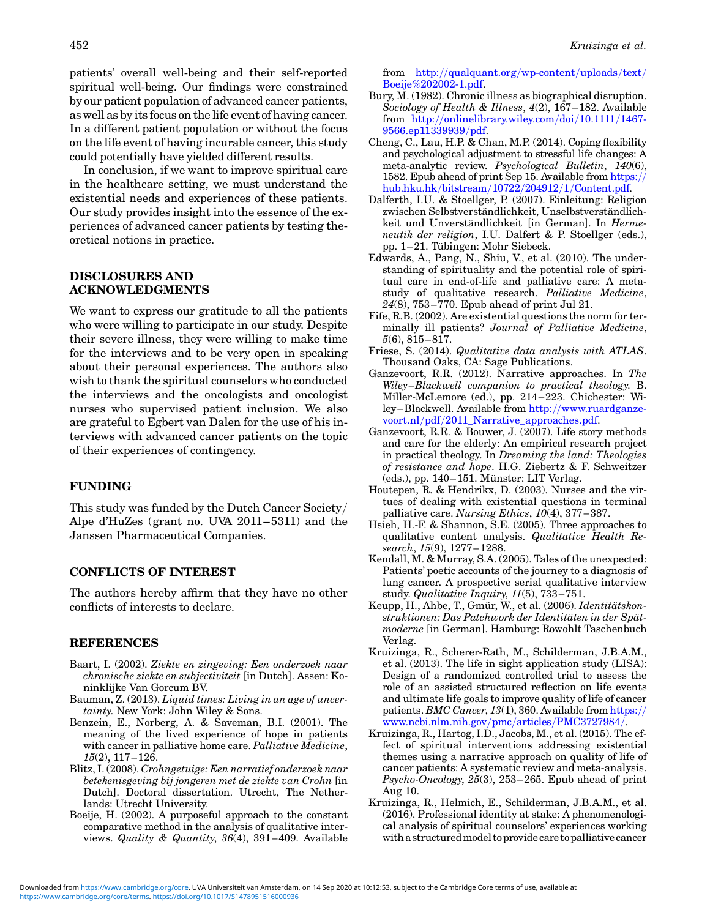patients' overall well-being and their self-reported spiritual well-being. Our findings were constrained by our patient population of advanced cancer patients, as well as by its focus on the life event of having cancer. In a different patient population or without the focus on the life event of having incurable cancer, this study could potentially have yielded different results.

In conclusion, if we want to improve spiritual care in the healthcare setting, we must understand the existential needs and experiences of these patients. Our study provides insight into the essence of the experiences of advanced cancer patients by testing theoretical notions in practice.

## DISCLOSURES AND ACKNOWLEDGMENTS

We want to express our gratitude to all the patients who were willing to participate in our study. Despite their severe illness, they were willing to make time for the interviews and to be very open in speaking about their personal experiences. The authors also wish to thank the spiritual counselors who conducted the interviews and the oncologists and oncologist nurses who supervised patient inclusion. We also are grateful to Egbert van Dalen for the use of his interviews with advanced cancer patients on the topic of their experiences of contingency.

## FUNDING

This study was funded by the Dutch Cancer Society/ Alpe d'HuZes (grant no. UVA 2011–5311) and the Janssen Pharmaceutical Companies.

## CONFLICTS OF INTEREST

The authors hereby affirm that they have no other conflicts of interests to declare.

## REFERENCES

Baart, I. (2002). *Ziekte en zingeving: Een onderzoek naar chronische ziekte en subjectiviteit* [in Dutch]. Assen: Koninklijke Van Gorcum BV.

Bauman, Z. (2013). *Liquid times: Living in an age of uncertainty.* New York: John Wiley & Sons.

Benzein, E., Norberg, A. & Saveman, B.I. (2001). The meaning of the lived experience of hope in patients with cancer in palliative home care. *Palliative Medicine*, *15*(2), 117–126.

Blitz, I. (2008). *Crohngetuige: Een narratief onderzoek naar betekenisgeving bij jongeren met de ziekte van Crohn* [in Dutch]. Doctoral dissertation. Utrecht, The Netherlands: Utrecht University.

Boeije, H. (2002). A purposeful approach to the constant comparative method in the analysis of qualitative interviews. *Quality & Quantity*, *36*(4), 391–409. Available from http://qualquant.org/wp-content/uploads/text/Boeije%202002-1.pdf.

Bury, M. (1982). Chronic illness as biographical disruption. *Sociology of Health & Illness*, *4*(2), 167–182. Available from http://onlinelibrary.wiley.com/doi/10.1111/1467-9566.ep11339939/pdf.

Cheng, C., Lau, H.P. & Chan, M.P. (2014). Coping flexibility and psychological adjustment to stressful life changes: A meta-analytic review. *Psychological Bulletin*, *140*(6), 1582. Epub ahead of print Sep 15. Available from https://hub.hku.hk/bitstream/10722/204912/1/Content.pdf.

Dalferth, I.U. & Stoellger, P. (2007). Einleitung: Religion zwischen Selbstverständlichkeit, Unselbstverständlichkeit und Unverständlichkeit [in German]. In *Hermeneutik der religion*, I.U. Dalfert & P. Stoellger (eds.), pp. 1–21. Tübingen: Mohr Siebeck.

Edwards, A., Pang, N., Shiu, V., et al. (2010). The understanding of spirituality and the potential role of spiritual care in end-of-life and palliative care: A meta-study of qualitative research. *Palliative Medicine*, *24*(8), 753–770. Epub ahead of print Jul 21.

Fife, R.B. (2002). Are existential questions the norm for terminally ill patients? *Journal of Palliative Medicine*, *5*(6), 815–817.

Friese, S. (2014). *Qualitative data analysis with ATLAS*. Thousand Oaks, CA: Sage Publications.

Ganzevoort, R.R. (2012). Narrative approaches. In *The Wiley–Blackwell companion to practical theology.* B. Miller-McLemore (ed.), pp. 214–223. Chichester: Wiley–Blackwell. Available from http://www.ruardganzevoort.nl/pdf/2011_Narrative_approaches.pdf.

Ganzevoort, R.R. & Bouwer, J. (2007). Life story methods and care for the elderly: An empirical research project in practical theology. In *Dreaming the land: Theologies of resistance and hope*. H.G. Ziebertz & F. Schweitzer (eds.), pp. 140–151. Münster: LIT Verlag.

Houtepen, R. & Hendrikx, D. (2003). Nurses and the virtues of dealing with existential questions in terminal palliative care. *Nursing Ethics*, *10*(4), 377–387.

Hsieh, H.-F. & Shannon, S.E. (2005). Three approaches to qualitative content analysis. *Qualitative Health Research*, *15*(9), 1277–1288.

Kendall, M. & Murray, S.A. (2005). Tales of the unexpected: Patients' poetic accounts of the journey to a diagnosis of lung cancer. A prospective serial qualitative interview study. *Qualitative Inquiry*, *11*(5), 733–751.

Keupp, H., Ahbe, T., Gmür, W., et al. (2006). *Identitätskonstruktionen: Das Patchwork der Identitäten in der Spätmoderne* [in German]. Hamburg: Rowohlt Taschenbuch Verlag.

Kruizinga, R., Scherer-Rath, M., Schilderman, J.B.A.M., et al. (2013). The life in sight application study (LISA): Design of a randomized controlled trial to assess the role of an assisted structured reflection on life events and ultimate life goals to improve quality of life of cancer patients. *BMC Cancer*, *13*(1), 360. Available from https://www.ncbi.nlm.nih.gov/pmc/articles/PMC3727984/.

Kruizinga, R., Hartog, I.D., Jacobs, M., et al. (2015). The effect of spiritual interventions addressing existential themes using a narrative approach on quality of life of cancer patients: A systematic review and meta-analysis. *Psycho-Oncology*, *25*(3), 253–265. Epub ahead of print Aug 10.

Kruizinga, R., Helmich, E., Schilderman, J.B.A.M., et al. (2016). Professional identity at stake: A phenomenological analysis of spiritual counselors' experiences working with a structured model to provide care to palliative cancer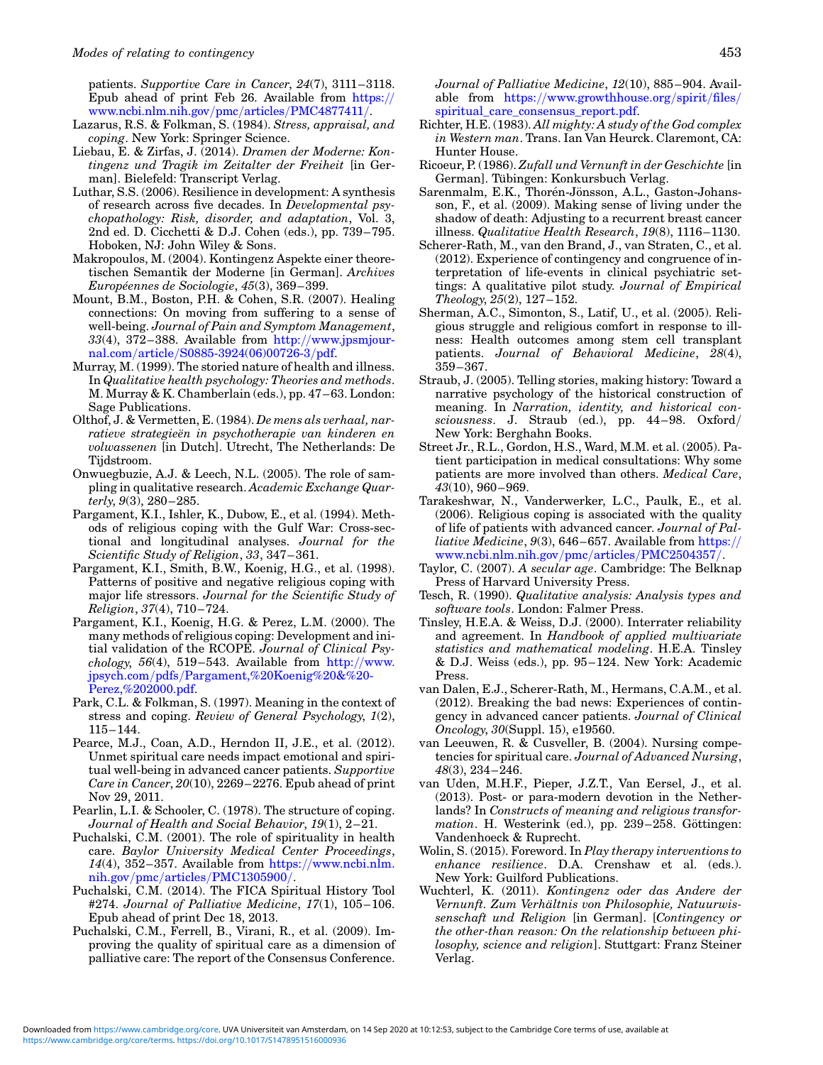patients. *Supportive Care in Cancer*, *24*(7), 3111–3118. Epub ahead of print Feb 26. Available from https://www.ncbi.nlm.nih.gov/pmc/articles/PMC4877411/.

Lazarus, R.S. & Folkman, S. (1984). *Stress, appraisal, and coping*. New York: Springer Science.

Liebau, E. & Zirfas, J. (2014). *Dramen der Moderne: Kontingenz und Tragik im Zeitalter der Freiheit* [in German]. Bielefeld: Transcript Verlag.

Luthar, S.S. (2006). Resilience in development: A synthesis of research across five decades. In *Developmental psychopathology: Risk, disorder, and adaptation*, Vol. 3, 2nd ed. D. Cicchetti & D.J. Cohen (eds.), pp. 739–795. Hoboken, NJ: John Wiley & Sons.

Makropoulos, M. (2004). Kontingenz Aspekte einer theoretischen Semantik der Moderne [in German]. *Archives Européennes de Sociologie*, *45*(3), 369–399.

Mount, B.M., Boston, P.H. & Cohen, S.R. (2007). Healing connections: On moving from suffering to a sense of well-being. *Journal of Pain and Symptom Management*, *33*(4), 372–388. Available from http://www.jpsmjournal.com/article/S0885-3924(06)00726-3/pdf.

Murray, M. (1999). The storied nature of health and illness. In *Qualitative health psychology: Theories and methods*. M. Murray & K. Chamberlain (eds.), pp. 47–63. London: Sage Publications.

Olthof, J. & Vermetten, E. (1984). *De mens als verhaal, narratieve strategieën in psychotherapie van kinderen en volwassenen* [in Dutch]. Utrecht, The Netherlands: De Tijdstroom.

Onwuegbuzie, A.J. & Leech, N.L. (2005). The role of sampling in qualitative research. *Academic Exchange Quarterly*, *9*(3), 280–285.

Pargament, K.I., Ishler, K., Dubow, E., et al. (1994). Methods of religious coping with the Gulf War: Cross-sectional and longitudinal analyses. *Journal for the Scientific Study of Religion*, *33*, 347–361.

Pargament, K.I., Smith, B.W., Koenig, H.G., et al. (1998). Patterns of positive and negative religious coping with major life stressors. *Journal for the Scientific Study of Religion*, *37*(4), 710–724.

Pargament, K.I., Koenig, H.G. & Perez, L.M. (2000). The many methods of religious coping: Development and initial validation of the RCOPE. *Journal of Clinical Psychology*, *56*(4), 519–543. Available from http://www.jpsych.com/pdfs/Pargament,%20Koenig%20&%20-Perez,%202000.pdf.

Park, C.L. & Folkman, S. (1997). Meaning in the context of stress and coping. *Review of General Psychology*, *1*(2), 115–144.

Pearce, M.J., Coan, A.D., Herndon II, J.E., et al. (2012). Unmet spiritual care needs impact emotional and spiritual well-being in advanced cancer patients. *Supportive Care in Cancer*, *20*(10), 2269–2276. Epub ahead of print Nov 29, 2011.

Pearlin, L.I. & Schooler, C. (1978). The structure of coping. *Journal of Health and Social Behavior*, *19*(1), 2–21.

Puchalski, C.M. (2001). The role of spirituality in health care. *Baylor University Medical Center Proceedings*, *14*(4), 352–357. Available from https://www.ncbi.nlm.nih.gov/pmc/articles/PMC1305900/.

Puchalski, C.M. (2014). The FICA Spiritual History Tool #274. *Journal of Palliative Medicine*, *17*(1), 105–106. Epub ahead of print Dec 18, 2013.

Puchalski, C.M., Ferrell, B., Virani, R., et al. (2009). Improving the quality of spiritual care as a dimension of palliative care: The report of the Consensus Conference. *Journal of Palliative Medicine*, *12*(10), 885–904. Available from https://www.growthhouse.org/spirit/files/spiritual_care_consensus_report.pdf.

Richter, H.E. (1983). *All mighty: A study of the God complex in Western man*. Trans. Ian Van Heurck. Claremont, CA: Hunter House.

Ricoeur, P. (1986). *Zufall und Vernunft in der Geschichte* [in German]. Tübingen: Konkursbuch Verlag.

Sarenmalm, E.K., Thorén-Jönsson, A.L., Gaston-Johansson, F., et al. (2009). Making sense of living under the shadow of death: Adjusting to a recurrent breast cancer illness. *Qualitative Health Research*, *19*(8), 1116–1130.

Scherer-Rath, M., van den Brand, J., van Straten, C., et al. (2012). Experience of contingency and congruence of interpretation of life-events in clinical psychiatric settings: A qualitative pilot study. *Journal of Empirical Theology*, *25*(2), 127–152.

Sherman, A.C., Simonton, S., Latif, U., et al. (2005). Religious struggle and religious comfort in response to illness: Health outcomes among stem cell transplant patients. *Journal of Behavioral Medicine*, *28*(4), 359–367.

Straub, J. (2005). Telling stories, making history: Toward a narrative psychology of the historical construction of meaning. In *Narration, identity, and historical consciousness*. J. Straub (ed.), pp. 44–98. Oxford/New York: Berghahn Books.

Street Jr., R.L., Gordon, H.S., Ward, M.M. et al. (2005). Patient participation in medical consultations: Why some patients are more involved than others. *Medical Care*, *43*(10), 960–969.

Tarakeshwar, N., Vanderwerker, L.C., Paulk, E., et al. (2006). Religious coping is associated with the quality of life of patients with advanced cancer. *Journal of Palliative Medicine*, *9*(3), 646–657. Available from https://www.ncbi.nlm.nih.gov/pmc/articles/PMC2504357/.

Taylor, C. (2007). *A secular age*. Cambridge: The Belknap Press of Harvard University Press.

Tesch, R. (1990). *Qualitative analysis: Analysis types and software tools*. London: Falmer Press.

Tinsley, H.E.A. & Weiss, D.J. (2000). Interrater reliability and agreement. In *Handbook of applied multivariate statistics and mathematical modeling*. H.E.A. Tinsley & D.J. Weiss (eds.), pp. 95–124. New York: Academic Press.

van Dalen, E.J., Scherer-Rath, M., Hermans, C.A.M., et al. (2012). Breaking the bad news: Experiences of contingency in advanced cancer patients. *Journal of Clinical Oncology*, *30*(Suppl. 15), e19560.

van Leeuwen, R. & Cusveller, B. (2004). Nursing competencies for spiritual care. *Journal of Advanced Nursing*, *48*(3), 234–246.

van Uden, M.H.F., Pieper, J.Z.T., Van Eersel, J., et al. (2013). Post- or para-modern devotion in the Netherlands? In *Constructs of meaning and religious transformation*. H. Westerink (ed.), pp. 239–258. Göttingen: Vandenhoeck & Ruprecht.

Wolin, S. (2015). Foreword. In *Play therapy interventions to enhance resilience*. D.A. Crenshaw et al. (eds.). New York: Guilford Publications.

Wuchterl, K. (2011). *Kontingenz oder das Andere der Vernunft. Zum Verhältnis von Philosophie, Natuurwissenschaft und Religion* [in German]. [*Contingency or the other-than reason: On the relationship between philosophy, science and religion*]. Stuttgart: Franz Steiner Verlag.